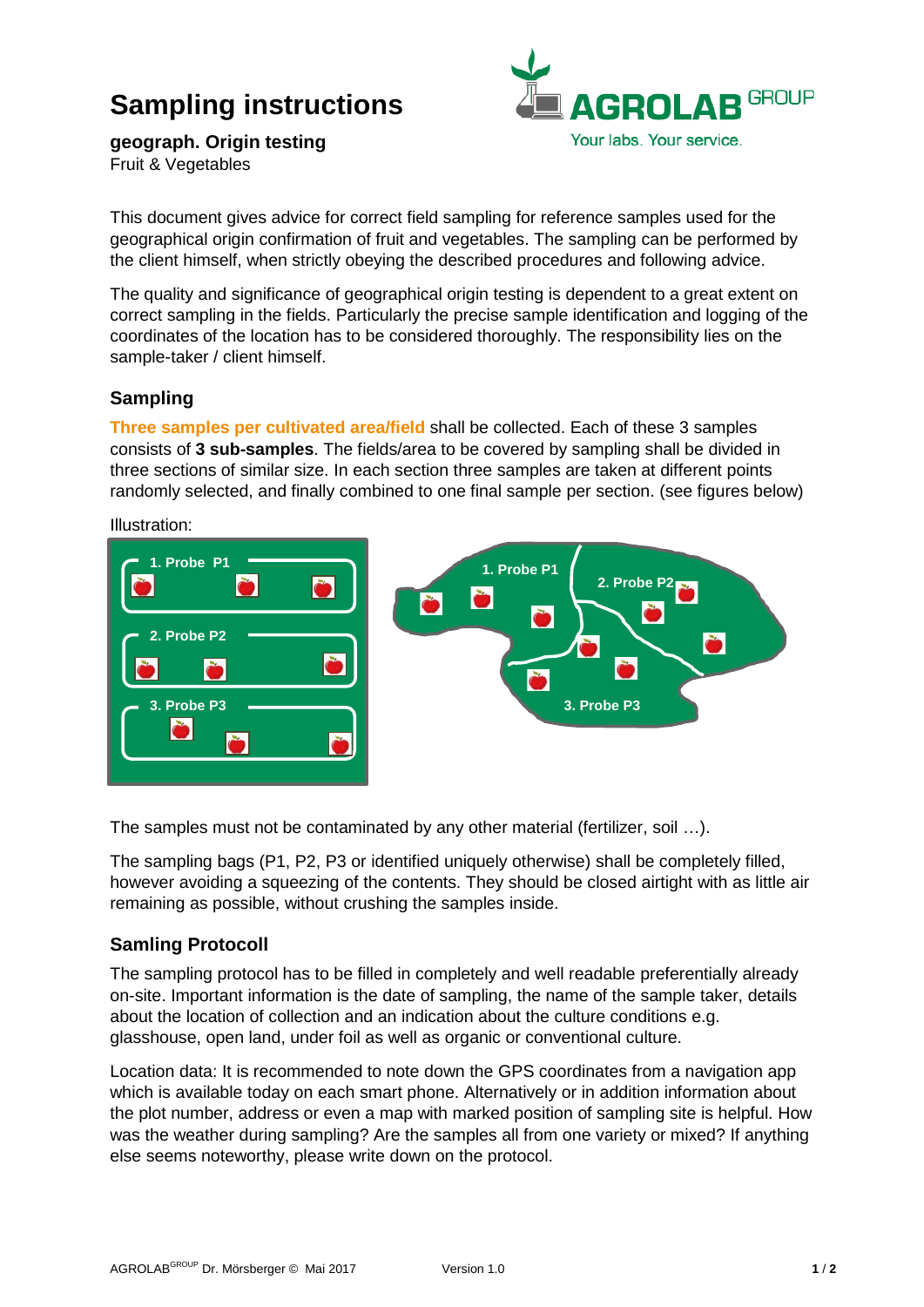# Sampling instructions

**geograph. Origin testing**
Fruit & Vegetables

This document gives advice for correct field sampling for reference samples used for the geographical origin confirmation of fruit and vegetables. The sampling can be performed by the client himself, when strictly obeying the described procedures and following advice.

The quality and significance of geographical origin testing is dependent to a great extent on correct sampling in the fields. Particularly the precise sample identification and logging of the coordinates of the location has to be considered thoroughly. The responsibility lies on the sample-taker / client himself.

## Sampling

**Three samples per cultivated area/field** shall be collected. Each of these 3 samples consists of **3 sub-samples**. The fields/area to be covered by sampling shall be divided in three sections of similar size. In each section three samples are taken at different points randomly selected, and finally combined to one final sample per section. (see figures below)

Illustration:

1. Probe P1
2. Probe P2
3. Probe P3

The samples must not be contaminated by any other material (fertilizer, soil …).

The sampling bags (P1, P2, P3 or identified uniquely otherwise) shall be completely filled, however avoiding a squeezing of the contents. They should be closed airtight with as little air remaining as possible, without crushing the samples inside.

## Samling Protocoll

The sampling protocol has to be filled in completely and well readable preferentially already on-site. Important information is the date of sampling, the name of the sample taker, details about the location of collection and an indication about the culture conditions e.g. glasshouse, open land, under foil as well as organic or conventional culture.

Location data: It is recommended to note down the GPS coordinates from a navigation app which is available today on each smart phone. Alternatively or in addition information about the plot number, address or even a map with marked position of sampling site is helpful. How was the weather during sampling? Are the samples all from one variety or mixed? If anything else seems noteworthy, please write down on the protocol.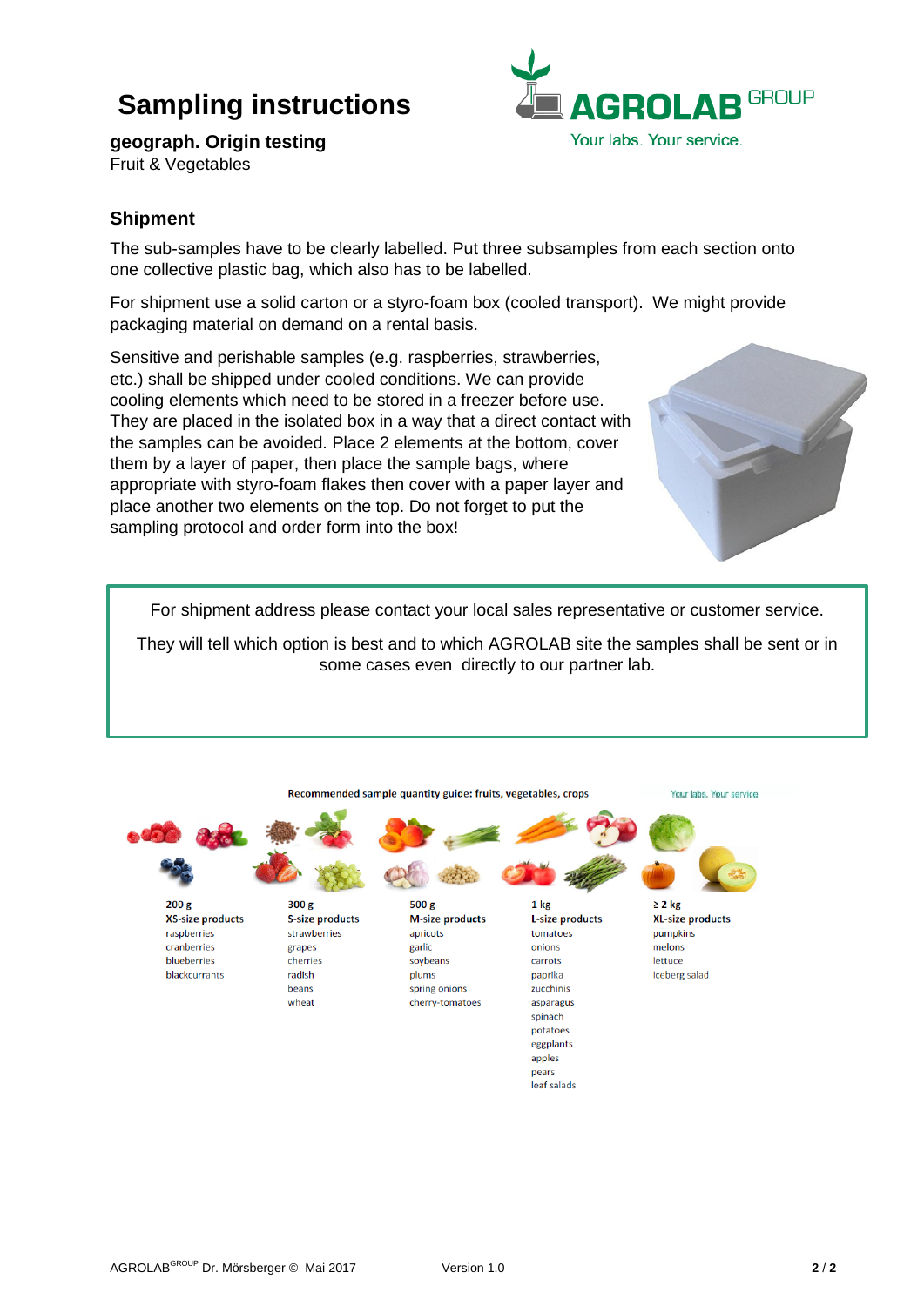# Sampling instructions

**geograph. Origin testing**
Fruit & Vegetables

## Shipment

The sub-samples have to be clearly labelled. Put three subsamples from each section onto one collective plastic bag, which also has to be labelled.

For shipment use a solid carton or a styro-foam box (cooled transport). We might provide packaging material on demand on a rental basis.

Sensitive and perishable samples (e.g. raspberries, strawberries, etc.) shall be shipped under cooled conditions. We can provide cooling elements which need to be stored in a freezer before use. They are placed in the isolated box in a way that a direct contact with the samples can be avoided. Place 2 elements at the bottom, cover them by a layer of paper, then place the sample bags, where appropriate with styro-foam flakes then cover with a paper layer and place another two elements on the top. Do not forget to put the sampling protocol and order form into the box!

For shipment address please contact your local sales representative or customer service.

They will tell which option is best and to which AGROLAB site the samples shall be sent or in some cases even directly to our partner lab.

**Recommended sample quantity guide: fruits, vegetables, crops**

| 200 g<br>XS-size products | 300 g<br>S-size products | 500 g<br>M-size products | 1 kg<br>L-size products | ≥ 2 kg<br>XL-size products |
|---|---|---|---|---|
| raspberries | strawberries | apricots | tomatoes | pumpkins |
| cranberries | grapes | garlic | onions | melons |
| blueberries | cherries | soybeans | carrots | lettuce |
| blackcurrants | radish | plums | paprika | iceberg salad |
| | beans | spring onions | zucchinis | |
| | wheat | cherry-tomatoes | asparagus | |
| | | | spinach | |
| | | | potatoes | |
| | | | eggplants | |
| | | | apples | |
| | | | pears | |
| | | | leaf salads | |

AGROLAB[GROUP] Dr. Mörsberger © Mai 2017 Version 1.0